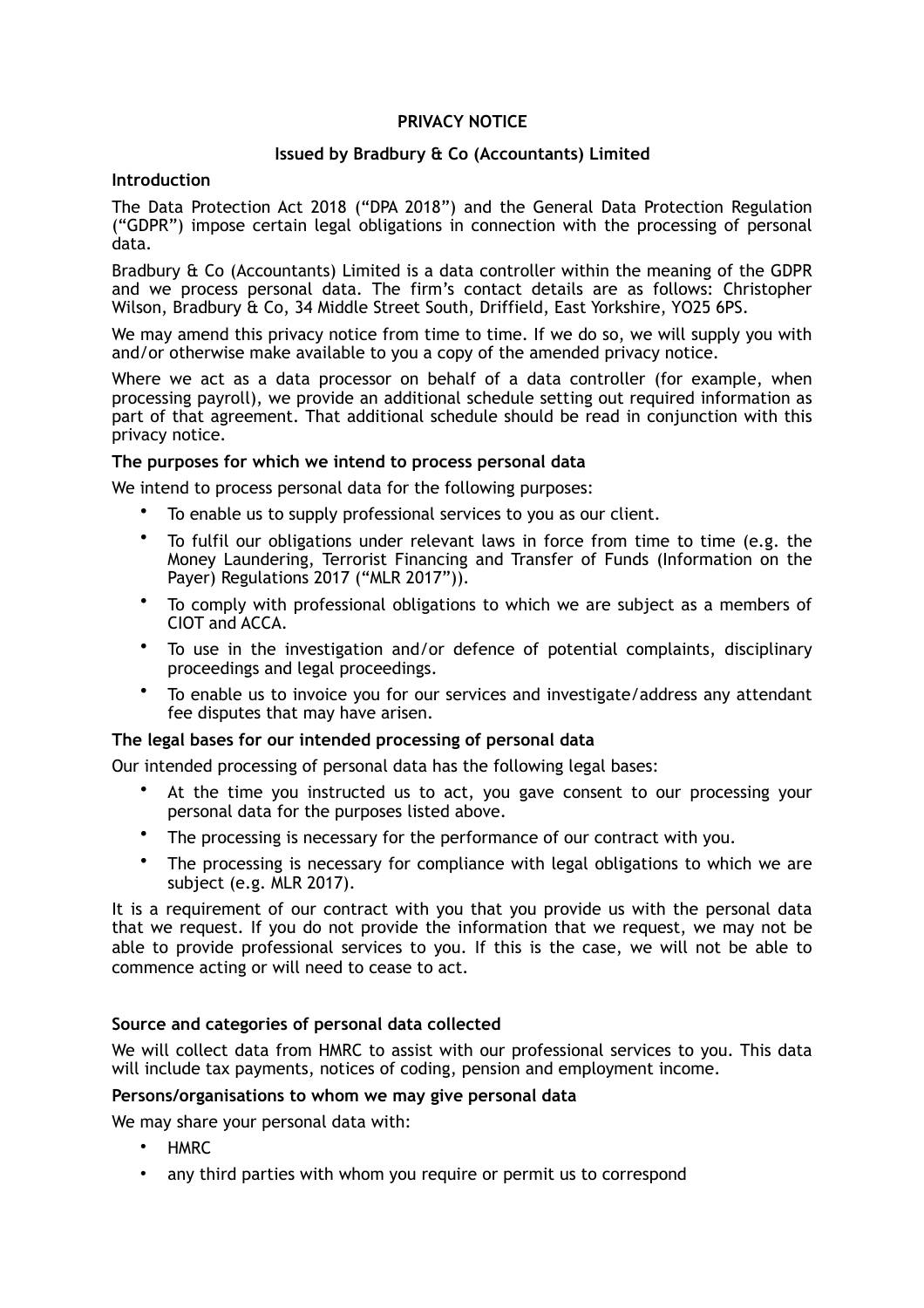# PRIVACY NOTICE

## Issued by Bradbury & Co (Accountants) Limited

### Introduction

The Data Protection Act 2018 ("DPA 2018") and the General Data Protection Regulation ("GDPR") impose certain legal obligations in connection with the processing of personal data.

Bradbury & Co (Accountants) Limited is a data controller within the meaning of the GDPR and we process personal data. The firm's contact details are as follows: Christopher Wilson, Bradbury & Co, 34 Middle Street South, Driffield, East Yorkshire, YO25 6PS.

We may amend this privacy notice from time to time. If we do so, we will supply you with and/or otherwise make available to you a copy of the amended privacy notice.

Where we act as a data processor on behalf of a data controller (for example, when processing payroll), we provide an additional schedule setting out required information as part of that agreement. That additional schedule should be read in conjunction with this privacy notice.

### The purposes for which we intend to process personal data

We intend to process personal data for the following purposes:

- To enable us to supply professional services to you as our client.
- To fulfil our obligations under relevant laws in force from time to time (e.g. the Money Laundering, Terrorist Financing and Transfer of Funds (Information on the Payer) Regulations 2017 ("MLR 2017")).
- To comply with professional obligations to which we are subject as a members of CIOT and ACCA.
- To use in the investigation and/or defence of potential complaints, disciplinary proceedings and legal proceedings.
- To enable us to invoice you for our services and investigate/address any attendant fee disputes that may have arisen.

### The legal bases for our intended processing of personal data

Our intended processing of personal data has the following legal bases:

- At the time you instructed us to act, you gave consent to our processing your personal data for the purposes listed above.
- The processing is necessary for the performance of our contract with you.
- The processing is necessary for compliance with legal obligations to which we are subject (e.g. MLR 2017).

It is a requirement of our contract with you that you provide us with the personal data that we request. If you do not provide the information that we request, we may not be able to provide professional services to you. If this is the case, we will not be able to commence acting or will need to cease to act.

### Source and categories of personal data collected

We will collect data from HMRC to assist with our professional services to you. This data will include tax payments, notices of coding, pension and employment income.

### Persons/organisations to whom we may give personal data

We may share your personal data with:

- HMRC
- any third parties with whom you require or permit us to correspond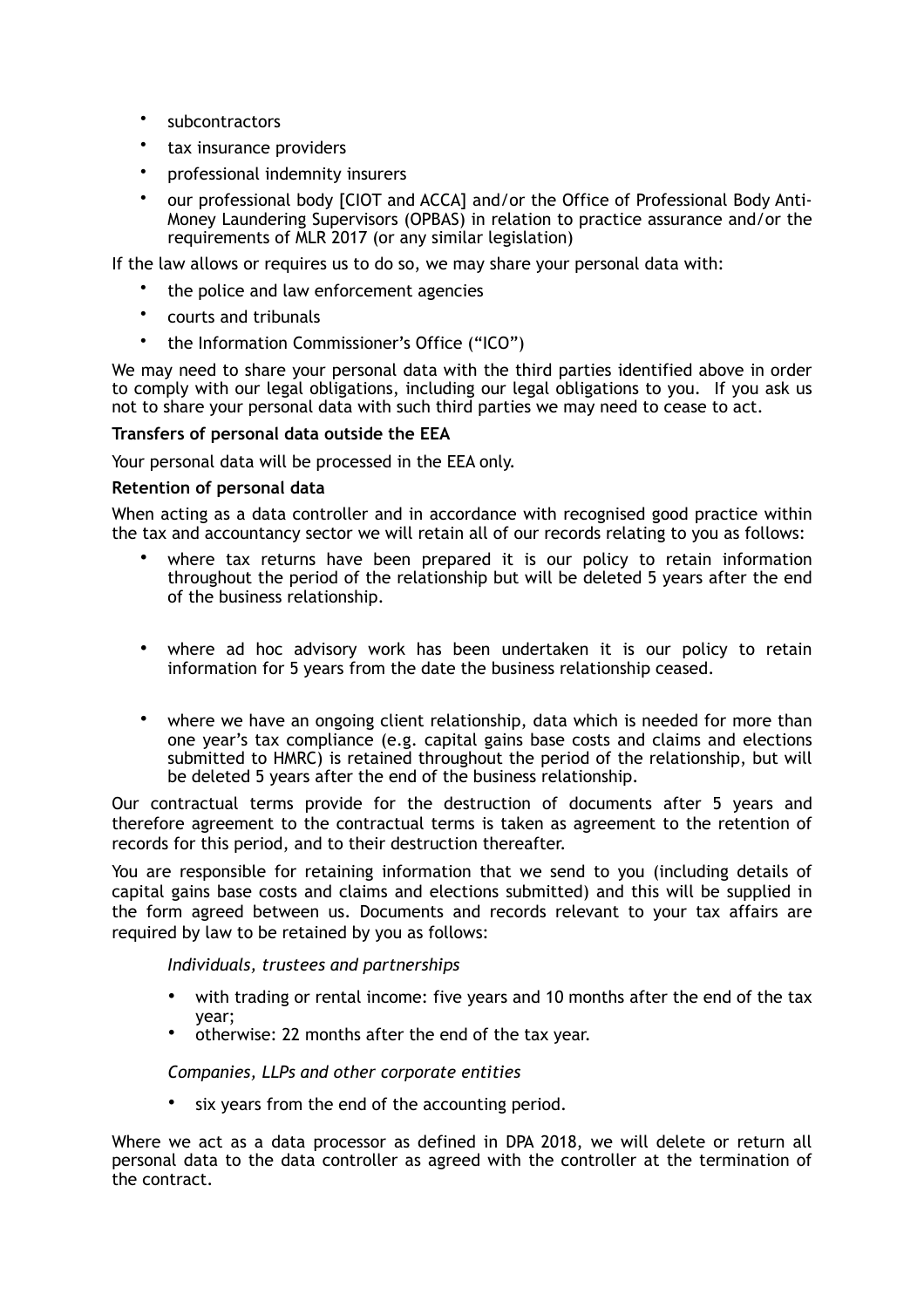- subcontractors
- tax insurance providers
- professional indemnity insurers
- our professional body [CIOT and ACCA] and/or the Office of Professional Body Anti-Money Laundering Supervisors (OPBAS) in relation to practice assurance and/or the requirements of MLR 2017 (or any similar legislation)

If the law allows or requires us to do so, we may share your personal data with:

- the police and law enforcement agencies
- courts and tribunals
- the Information Commissioner's Office ("ICO")

We may need to share your personal data with the third parties identified above in order to comply with our legal obligations, including our legal obligations to you. If you ask us not to share your personal data with such third parties we may need to cease to act.

**Transfers of personal data outside the EEA**

Your personal data will be processed in the EEA only.

**Retention of personal data**

When acting as a data controller and in accordance with recognised good practice within the tax and accountancy sector we will retain all of our records relating to you as follows:

- where tax returns have been prepared it is our policy to retain information throughout the period of the relationship but will be deleted 5 years after the end of the business relationship.
- where ad hoc advisory work has been undertaken it is our policy to retain information for 5 years from the date the business relationship ceased.
- where we have an ongoing client relationship, data which is needed for more than one year's tax compliance (e.g. capital gains base costs and claims and elections submitted to HMRC) is retained throughout the period of the relationship, but will be deleted 5 years after the end of the business relationship.

Our contractual terms provide for the destruction of documents after 5 years and therefore agreement to the contractual terms is taken as agreement to the retention of records for this period, and to their destruction thereafter.

You are responsible for retaining information that we send to you (including details of capital gains base costs and claims and elections submitted) and this will be supplied in the form agreed between us. Documents and records relevant to your tax affairs are required by law to be retained by you as follows:

*Individuals, trustees and partnerships*

- with trading or rental income: five years and 10 months after the end of the tax year;
- otherwise: 22 months after the end of the tax year.

*Companies, LLPs and other corporate entities*

- six years from the end of the accounting period.

Where we act as a data processor as defined in DPA 2018, we will delete or return all personal data to the data controller as agreed with the controller at the termination of the contract.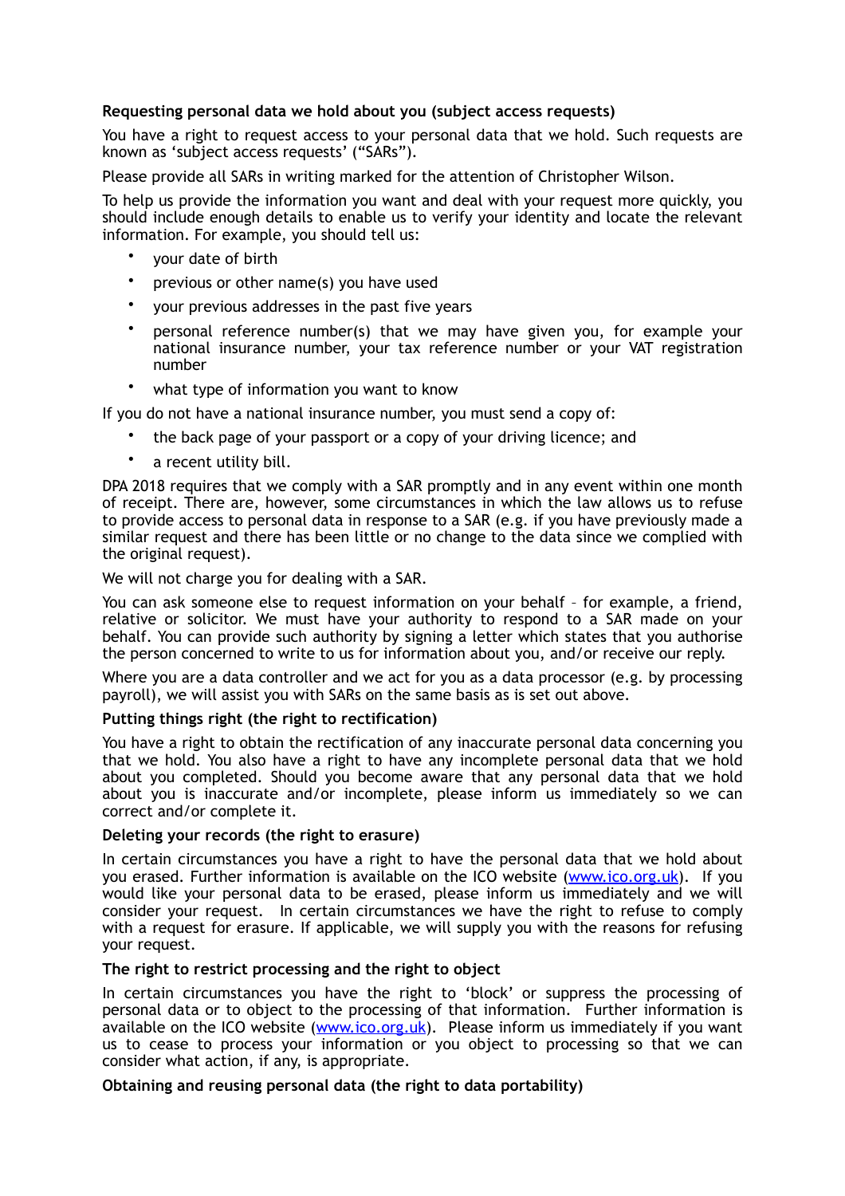**Requesting personal data we hold about you (subject access requests)**

You have a right to request access to your personal data that we hold. Such requests are known as 'subject access requests' ("SARs").

Please provide all SARs in writing marked for the attention of Christopher Wilson.

To help us provide the information you want and deal with your request more quickly, you should include enough details to enable us to verify your identity and locate the relevant information. For example, you should tell us:

- your date of birth
- previous or other name(s) you have used
- your previous addresses in the past five years
- personal reference number(s) that we may have given you, for example your national insurance number, your tax reference number or your VAT registration number
- what type of information you want to know

If you do not have a national insurance number, you must send a copy of:

- the back page of your passport or a copy of your driving licence; and
- a recent utility bill.

DPA 2018 requires that we comply with a SAR promptly and in any event within one month of receipt. There are, however, some circumstances in which the law allows us to refuse to provide access to personal data in response to a SAR (e.g. if you have previously made a similar request and there has been little or no change to the data since we complied with the original request).

We will not charge you for dealing with a SAR.

You can ask someone else to request information on your behalf – for example, a friend, relative or solicitor. We must have your authority to respond to a SAR made on your behalf. You can provide such authority by signing a letter which states that you authorise the person concerned to write to us for information about you, and/or receive our reply.

Where you are a data controller and we act for you as a data processor (e.g. by processing payroll), we will assist you with SARs on the same basis as is set out above.

**Putting things right (the right to rectification)**

You have a right to obtain the rectification of any inaccurate personal data concerning you that we hold. You also have a right to have any incomplete personal data that we hold about you completed. Should you become aware that any personal data that we hold about you is inaccurate and/or incomplete, please inform us immediately so we can correct and/or complete it.

**Deleting your records (the right to erasure)**

In certain circumstances you have a right to have the personal data that we hold about you erased. Further information is available on the ICO website ([www.ico.org.uk](www.ico.org.uk)). If you would like your personal data to be erased, please inform us immediately and we will consider your request. In certain circumstances we have the right to refuse to comply with a request for erasure. If applicable, we will supply you with the reasons for refusing your request.

**The right to restrict processing and the right to object**

In certain circumstances you have the right to 'block' or suppress the processing of personal data or to object to the processing of that information. Further information is available on the ICO website ([www.ico.org.uk](www.ico.org.uk)). Please inform us immediately if you want us to cease to process your information or you object to processing so that we can consider what action, if any, is appropriate.

**Obtaining and reusing personal data (the right to data portability)**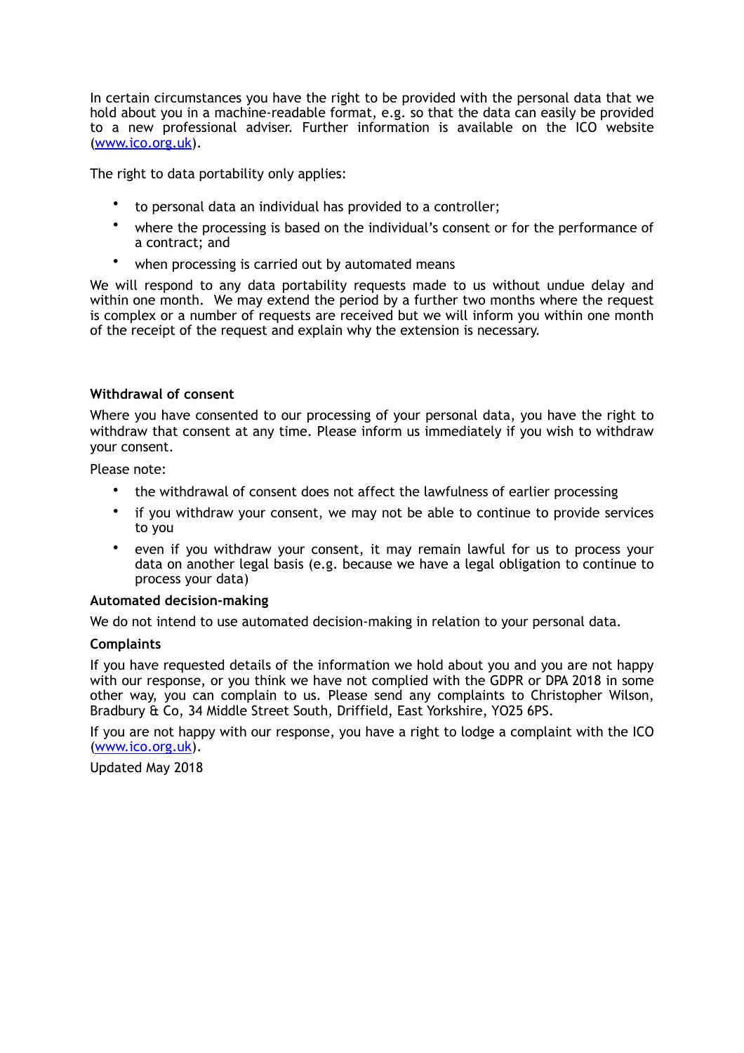In certain circumstances you have the right to be provided with the personal data that we hold about you in a machine-readable format, e.g. so that the data can easily be provided to a new professional adviser. Further information is available on the ICO website ([www.ico.org.uk](http://www.ico.org.uk)).

The right to data portability only applies:

- to personal data an individual has provided to a controller;
- where the processing is based on the individual's consent or for the performance of a contract; and
- when processing is carried out by automated means

We will respond to any data portability requests made to us without undue delay and within one month. We may extend the period by a further two months where the request is complex or a number of requests are received but we will inform you within one month of the receipt of the request and explain why the extension is necessary.

**Withdrawal of consent**

Where you have consented to our processing of your personal data, you have the right to withdraw that consent at any time. Please inform us immediately if you wish to withdraw your consent.

Please note:

- the withdrawal of consent does not affect the lawfulness of earlier processing
- if you withdraw your consent, we may not be able to continue to provide services to you
- even if you withdraw your consent, it may remain lawful for us to process your data on another legal basis (e.g. because we have a legal obligation to continue to process your data)

**Automated decision-making**

We do not intend to use automated decision-making in relation to your personal data.

**Complaints**

If you have requested details of the information we hold about you and you are not happy with our response, or you think we have not complied with the GDPR or DPA 2018 in some other way, you can complain to us. Please send any complaints to Christopher Wilson, Bradbury & Co, 34 Middle Street South, Driffield, East Yorkshire, YO25 6PS.

If you are not happy with our response, you have a right to lodge a complaint with the ICO ([www.ico.org.uk](http://www.ico.org.uk)).

Updated May 2018